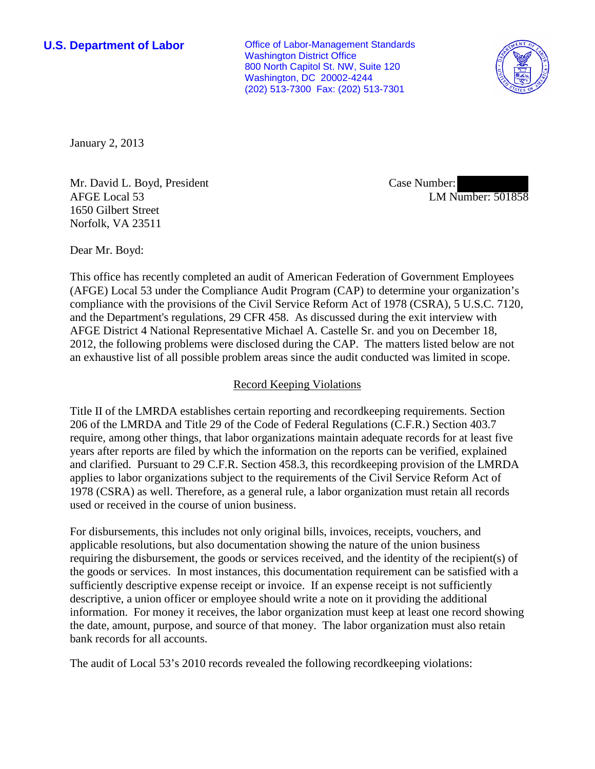**U.S. Department of Labor**

Office of Labor-Management Standards
Washington District Office
800 North Capitol St. NW, Suite 120
Washington, DC 20002-4244
(202) 513-7300 Fax: (202) 513-7301

January 2, 2013

Mr. David L. Boyd, President
AFGE Local 53
1650 Gilbert Street
Norfolk, VA 23511

Case Number: [redacted]
LM Number: 501858

Dear Mr. Boyd:

This office has recently completed an audit of American Federation of Government Employees (AFGE) Local 53 under the Compliance Audit Program (CAP) to determine your organization's compliance with the provisions of the Civil Service Reform Act of 1978 (CSRA), 5 U.S.C. 7120, and the Department's regulations, 29 CFR 458. As discussed during the exit interview with AFGE District 4 National Representative Michael A. Castelle Sr. and you on December 18, 2012, the following problems were disclosed during the CAP. The matters listed below are not an exhaustive list of all possible problem areas since the audit conducted was limited in scope.

## Record Keeping Violations

Title II of the LMRDA establishes certain reporting and recordkeeping requirements. Section 206 of the LMRDA and Title 29 of the Code of Federal Regulations (C.F.R.) Section 403.7 require, among other things, that labor organizations maintain adequate records for at least five years after reports are filed by which the information on the reports can be verified, explained and clarified. Pursuant to 29 C.F.R. Section 458.3, this recordkeeping provision of the LMRDA applies to labor organizations subject to the requirements of the Civil Service Reform Act of 1978 (CSRA) as well. Therefore, as a general rule, a labor organization must retain all records used or received in the course of union business.

For disbursements, this includes not only original bills, invoices, receipts, vouchers, and applicable resolutions, but also documentation showing the nature of the union business requiring the disbursement, the goods or services received, and the identity of the recipient(s) of the goods or services. In most instances, this documentation requirement can be satisfied with a sufficiently descriptive expense receipt or invoice. If an expense receipt is not sufficiently descriptive, a union officer or employee should write a note on it providing the additional information. For money it receives, the labor organization must keep at least one record showing the date, amount, purpose, and source of that money. The labor organization must also retain bank records for all accounts.

The audit of Local 53's 2010 records revealed the following recordkeeping violations: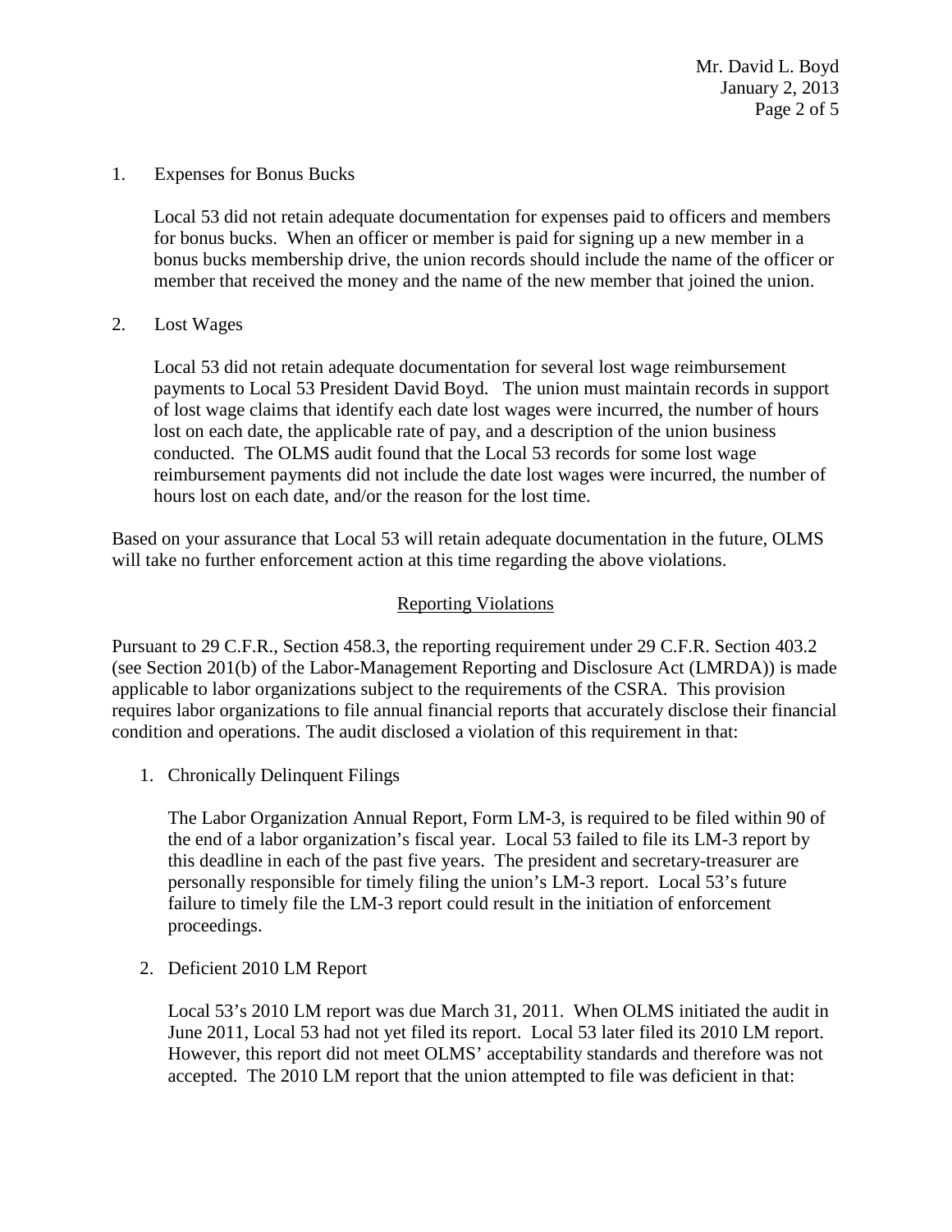1. Expenses for Bonus Bucks

   Local 53 did not retain adequate documentation for expenses paid to officers and members for bonus bucks. When an officer or member is paid for signing up a new member in a bonus bucks membership drive, the union records should include the name of the officer or member that received the money and the name of the new member that joined the union.

2. Lost Wages

   Local 53 did not retain adequate documentation for several lost wage reimbursement payments to Local 53 President David Boyd. The union must maintain records in support of lost wage claims that identify each date lost wages were incurred, the number of hours lost on each date, the applicable rate of pay, and a description of the union business conducted. The OLMS audit found that the Local 53 records for some lost wage reimbursement payments did not include the date lost wages were incurred, the number of hours lost on each date, and/or the reason for the lost time.

Based on your assurance that Local 53 will retain adequate documentation in the future, OLMS will take no further enforcement action at this time regarding the above violations.

## Reporting Violations

Pursuant to 29 C.F.R., Section 458.3, the reporting requirement under 29 C.F.R. Section 403.2 (see Section 201(b) of the Labor-Management Reporting and Disclosure Act (LMRDA)) is made applicable to labor organizations subject to the requirements of the CSRA. This provision requires labor organizations to file annual financial reports that accurately disclose their financial condition and operations. The audit disclosed a violation of this requirement in that:

1. Chronically Delinquent Filings

   The Labor Organization Annual Report, Form LM-3, is required to be filed within 90 of the end of a labor organization's fiscal year. Local 53 failed to file its LM-3 report by this deadline in each of the past five years. The president and secretary-treasurer are personally responsible for timely filing the union's LM-3 report. Local 53's future failure to timely file the LM-3 report could result in the initiation of enforcement proceedings.

2. Deficient 2010 LM Report

   Local 53's 2010 LM report was due March 31, 2011. When OLMS initiated the audit in June 2011, Local 53 had not yet filed its report. Local 53 later filed its 2010 LM report. However, this report did not meet OLMS' acceptability standards and therefore was not accepted. The 2010 LM report that the union attempted to file was deficient in that: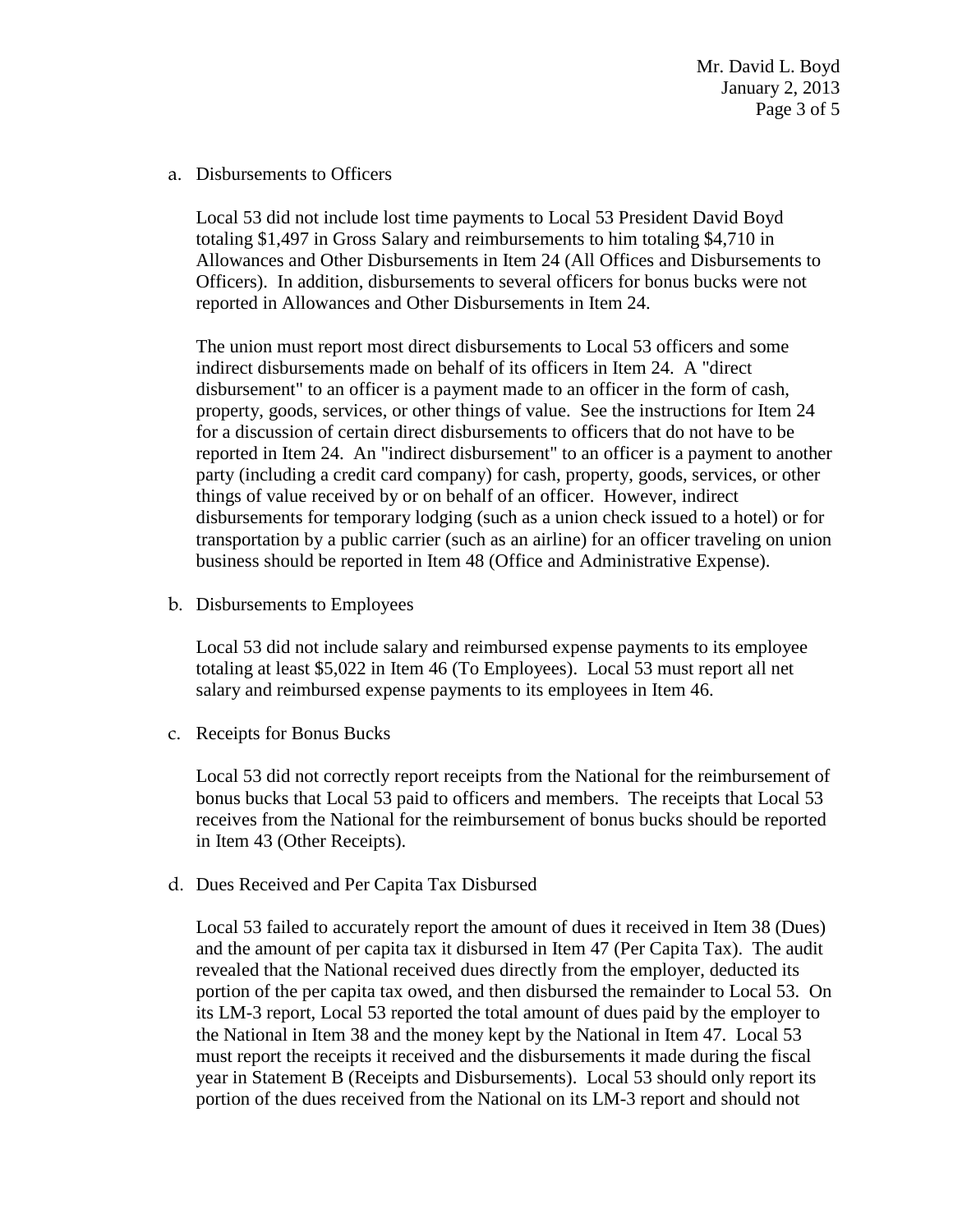a. Disbursements to Officers

   Local 53 did not include lost time payments to Local 53 President David Boyd totaling $1,497 in Gross Salary and reimbursements to him totaling $4,710 in Allowances and Other Disbursements in Item 24 (All Offices and Disbursements to Officers). In addition, disbursements to several officers for bonus bucks were not reported in Allowances and Other Disbursements in Item 24.

   The union must report most direct disbursements to Local 53 officers and some indirect disbursements made on behalf of its officers in Item 24. A "direct disbursement" to an officer is a payment made to an officer in the form of cash, property, goods, services, or other things of value. See the instructions for Item 24 for a discussion of certain direct disbursements to officers that do not have to be reported in Item 24. An "indirect disbursement" to an officer is a payment to another party (including a credit card company) for cash, property, goods, services, or other things of value received by or on behalf of an officer. However, indirect disbursements for temporary lodging (such as a union check issued to a hotel) or for transportation by a public carrier (such as an airline) for an officer traveling on union business should be reported in Item 48 (Office and Administrative Expense).

b. Disbursements to Employees

   Local 53 did not include salary and reimbursed expense payments to its employee totaling at least $5,022 in Item 46 (To Employees). Local 53 must report all net salary and reimbursed expense payments to its employees in Item 46.

c. Receipts for Bonus Bucks

   Local 53 did not correctly report receipts from the National for the reimbursement of bonus bucks that Local 53 paid to officers and members. The receipts that Local 53 receives from the National for the reimbursement of bonus bucks should be reported in Item 43 (Other Receipts).

d. Dues Received and Per Capita Tax Disbursed

   Local 53 failed to accurately report the amount of dues it received in Item 38 (Dues) and the amount of per capita tax it disbursed in Item 47 (Per Capita Tax). The audit revealed that the National received dues directly from the employer, deducted its portion of the per capita tax owed, and then disbursed the remainder to Local 53. On its LM-3 report, Local 53 reported the total amount of dues paid by the employer to the National in Item 38 and the money kept by the National in Item 47. Local 53 must report the receipts it received and the disbursements it made during the fiscal year in Statement B (Receipts and Disbursements). Local 53 should only report its portion of the dues received from the National on its LM-3 report and should not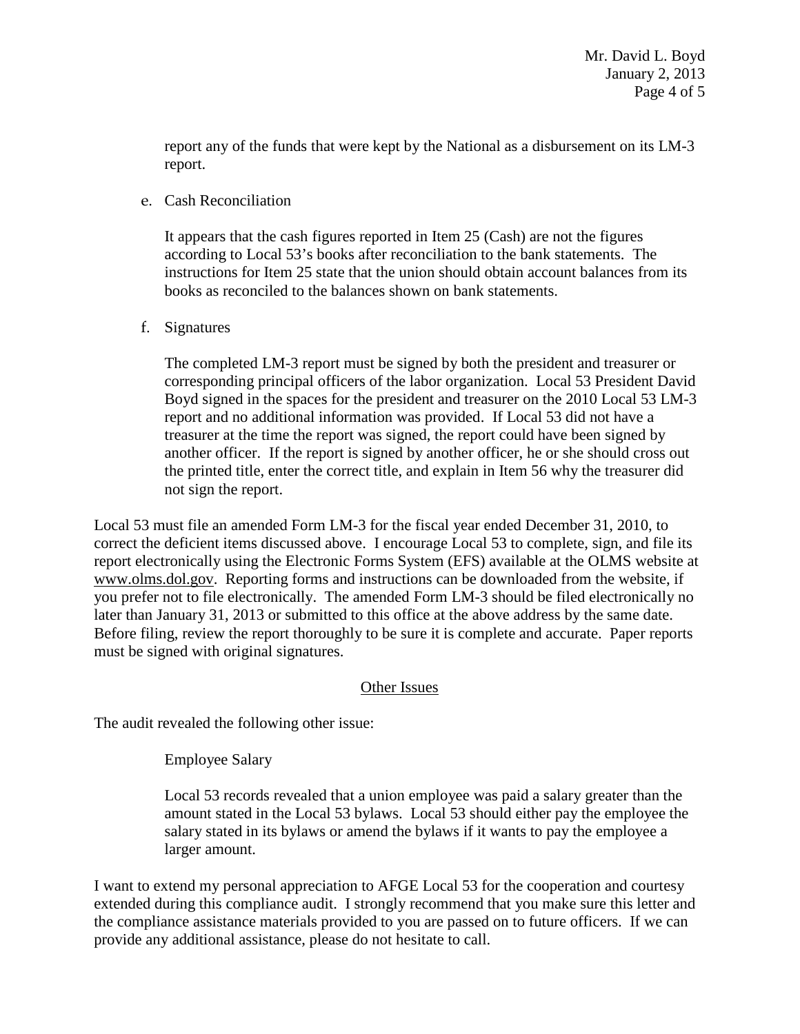report any of the funds that were kept by the National as a disbursement on its LM-3 report.

e. Cash Reconciliation

   It appears that the cash figures reported in Item 25 (Cash) are not the figures according to Local 53's books after reconciliation to the bank statements. The instructions for Item 25 state that the union should obtain account balances from its books as reconciled to the balances shown on bank statements.

f. Signatures

   The completed LM-3 report must be signed by both the president and treasurer or corresponding principal officers of the labor organization. Local 53 President David Boyd signed in the spaces for the president and treasurer on the 2010 Local 53 LM-3 report and no additional information was provided. If Local 53 did not have a treasurer at the time the report was signed, the report could have been signed by another officer. If the report is signed by another officer, he or she should cross out the printed title, enter the correct title, and explain in Item 56 why the treasurer did not sign the report.

Local 53 must file an amended Form LM-3 for the fiscal year ended December 31, 2010, to correct the deficient items discussed above. I encourage Local 53 to complete, sign, and file its report electronically using the Electronic Forms System (EFS) available at the OLMS website at www.olms.dol.gov. Reporting forms and instructions can be downloaded from the website, if you prefer not to file electronically. The amended Form LM-3 should be filed electronically no later than January 31, 2013 or submitted to this office at the above address by the same date. Before filing, review the report thoroughly to be sure it is complete and accurate. Paper reports must be signed with original signatures.

## Other Issues

The audit revealed the following other issue:

Employee Salary

Local 53 records revealed that a union employee was paid a salary greater than the amount stated in the Local 53 bylaws. Local 53 should either pay the employee the salary stated in its bylaws or amend the bylaws if it wants to pay the employee a larger amount.

I want to extend my personal appreciation to AFGE Local 53 for the cooperation and courtesy extended during this compliance audit. I strongly recommend that you make sure this letter and the compliance assistance materials provided to you are passed on to future officers. If we can provide any additional assistance, please do not hesitate to call.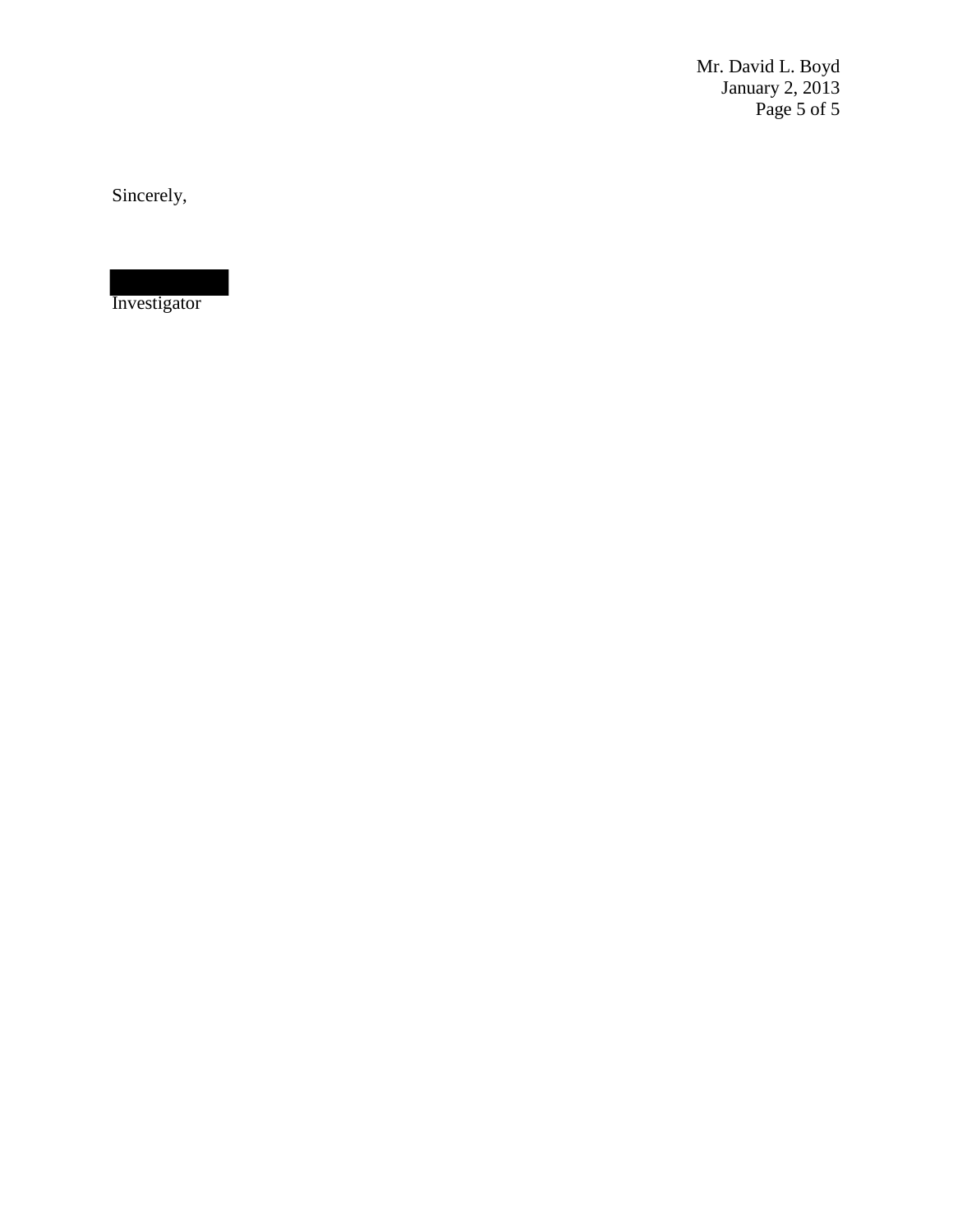Sincerely,

Investigator